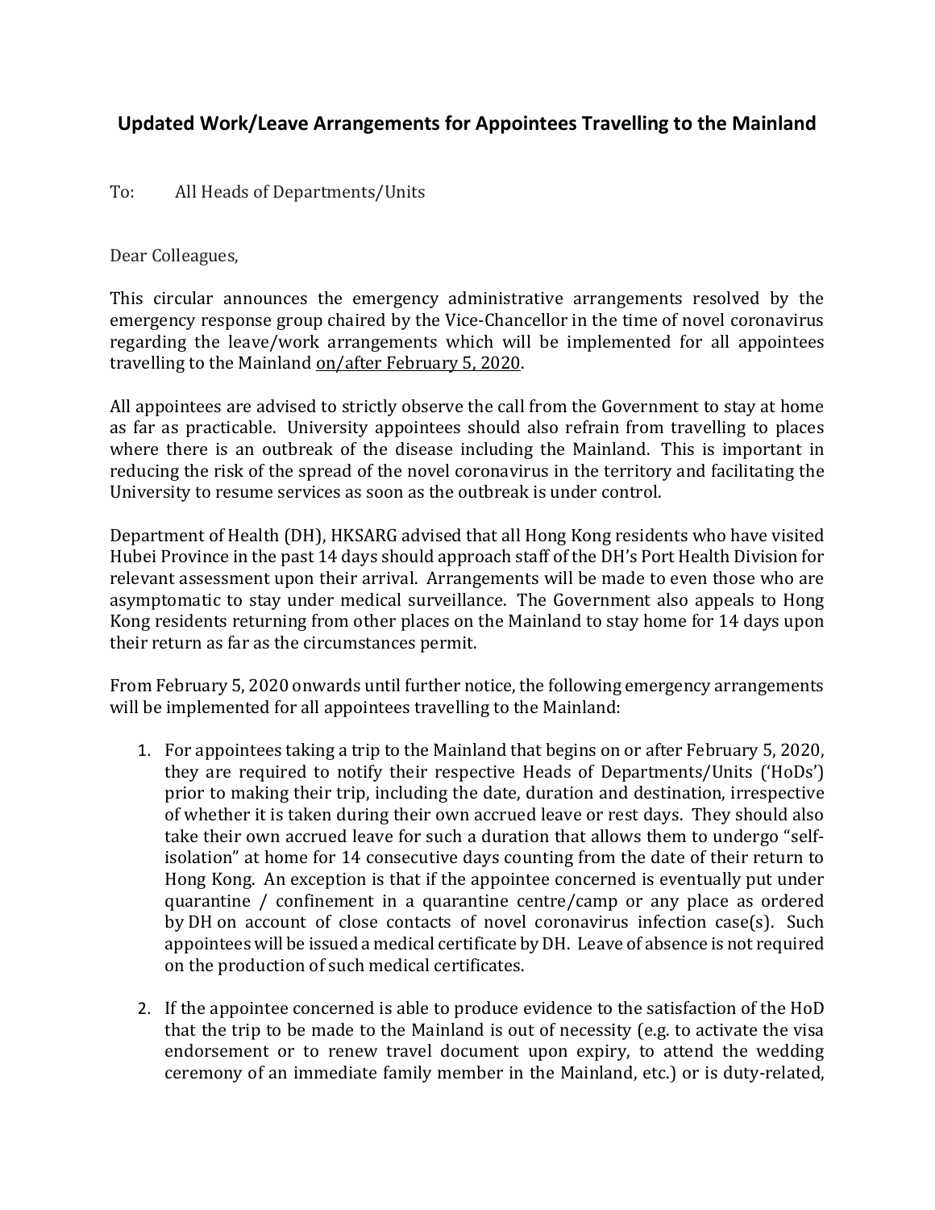## Updated Work/Leave Arrangements for Appointees Travelling to the Mainland

To: All Heads of Departments/Units

Dear Colleagues,

This circular announces the emergency administrative arrangements resolved by the emergency response group chaired by the Vice-Chancellor in the time of novel coronavirus regarding the leave/work arrangements which will be implemented for all appointees travelling to the Mainland <u>on/after February 5, 2020</u>.

All appointees are advised to strictly observe the call from the Government to stay at home as far as practicable. University appointees should also refrain from travelling to places where there is an outbreak of the disease including the Mainland. This is important in reducing the risk of the spread of the novel coronavirus in the territory and facilitating the University to resume services as soon as the outbreak is under control.

Department of Health (DH), HKSARG advised that all Hong Kong residents who have visited Hubei Province in the past 14 days should approach staff of the DH's Port Health Division for relevant assessment upon their arrival. Arrangements will be made to even those who are asymptomatic to stay under medical surveillance. The Government also appeals to Hong Kong residents returning from other places on the Mainland to stay home for 14 days upon their return as far as the circumstances permit.

From February 5, 2020 onwards until further notice, the following emergency arrangements will be implemented for all appointees travelling to the Mainland:

1. For appointees taking a trip to the Mainland that begins on or after February 5, 2020, they are required to notify their respective Heads of Departments/Units ('HoDs') prior to making their trip, including the date, duration and destination, irrespective of whether it is taken during their own accrued leave or rest days. They should also take their own accrued leave for such a duration that allows them to undergo "self-isolation" at home for 14 consecutive days counting from the date of their return to Hong Kong. An exception is that if the appointee concerned is eventually put under quarantine / confinement in a quarantine centre/camp or any place as ordered by DH on account of close contacts of novel coronavirus infection case(s). Such appointees will be issued a medical certificate by DH. Leave of absence is not required on the production of such medical certificates.

2. If the appointee concerned is able to produce evidence to the satisfaction of the HoD that the trip to be made to the Mainland is out of necessity (e.g. to activate the visa endorsement or to renew travel document upon expiry, to attend the wedding ceremony of an immediate family member in the Mainland, etc.) or is duty-related,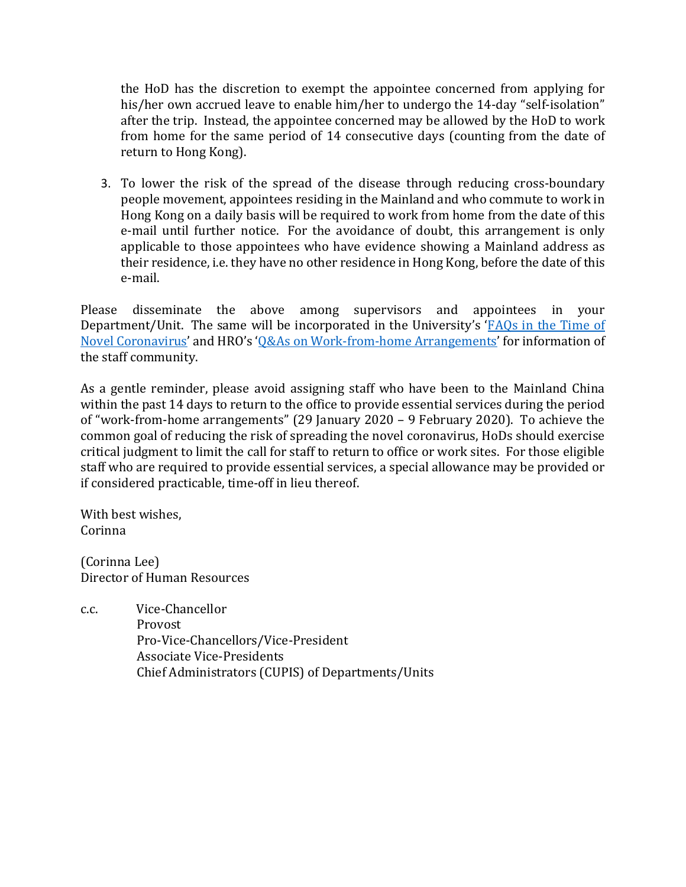the HoD has the discretion to exempt the appointee concerned from applying for his/her own accrued leave to enable him/her to undergo the 14-day "self-isolation" after the trip. Instead, the appointee concerned may be allowed by the HoD to work from home for the same period of 14 consecutive days (counting from the date of return to Hong Kong).

3. To lower the risk of the spread of the disease through reducing cross-boundary people movement, appointees residing in the Mainland and who commute to work in Hong Kong on a daily basis will be required to work from home from the date of this e-mail until further notice. For the avoidance of doubt, this arrangement is only applicable to those appointees who have evidence showing a Mainland address as their residence, i.e. they have no other residence in Hong Kong, before the date of this e-mail.

Please disseminate the above among supervisors and appointees in your Department/Unit. The same will be incorporated in the University's 'FAQs in the Time of Novel Coronavirus' and HRO's 'Q&As on Work-from-home Arrangements' for information of the staff community.

As a gentle reminder, please avoid assigning staff who have been to the Mainland China within the past 14 days to return to the office to provide essential services during the period of "work-from-home arrangements" (29 January 2020 – 9 February 2020). To achieve the common goal of reducing the risk of spreading the novel coronavirus, HoDs should exercise critical judgment to limit the call for staff to return to office or work sites. For those eligible staff who are required to provide essential services, a special allowance may be provided or if considered practicable, time-off in lieu thereof.

With best wishes,
Corinna

(Corinna Lee)
Director of Human Resources

c.c. Vice-Chancellor
Provost
Pro-Vice-Chancellors/Vice-President
Associate Vice-Presidents
Chief Administrators (CUPIS) of Departments/Units